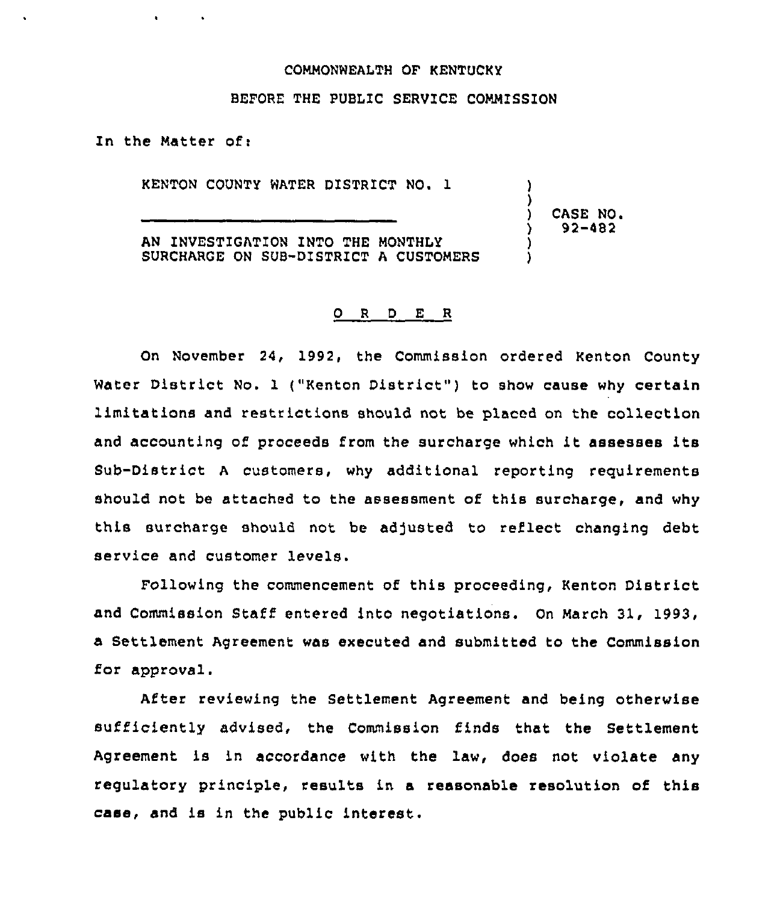COMMONWEALTH OF KENTUCKY

BEFORE THE PUBLIC SERVICE COMMISSION

In the Matter of:

| | | |
|---|---|---|
| KENTON COUNTY WATER DISTRICT NO. 1 | ) | |
| | ) | |
| | ) | CASE NO. |
| | ) | 92-482 |
| AN INVESTIGATION INTO THE MONTHLY | ) | |
| SURCHARGE ON SUB-DISTRICT A CUSTOMERS | ) | |

# O R D E R

On November 24, 1992, the Commission ordered Kenton County Water District No. 1 ("Kenton District") to show cause why certain limitations and restrictions should not be placed on the collection and accounting of proceeds from the surcharge which it assesses its Sub-District A customers, why additional reporting requirements should not be attached to the assessment of this surcharge, and why this surcharge should not be adjusted to reflect changing debt service and customer levels.

Following the commencement of this proceeding, Kenton District and Commission Staff entered into negotiations. On March 31, 1993, a Settlement Agreement was executed and submitted to the Commission for approval.

After reviewing the Settlement Agreement and being otherwise sufficiently advised, the Commission finds that the Settlement Agreement is in accordance with the law, does not violate any regulatory principle, results in a reasonable resolution of this case, and is in the public interest.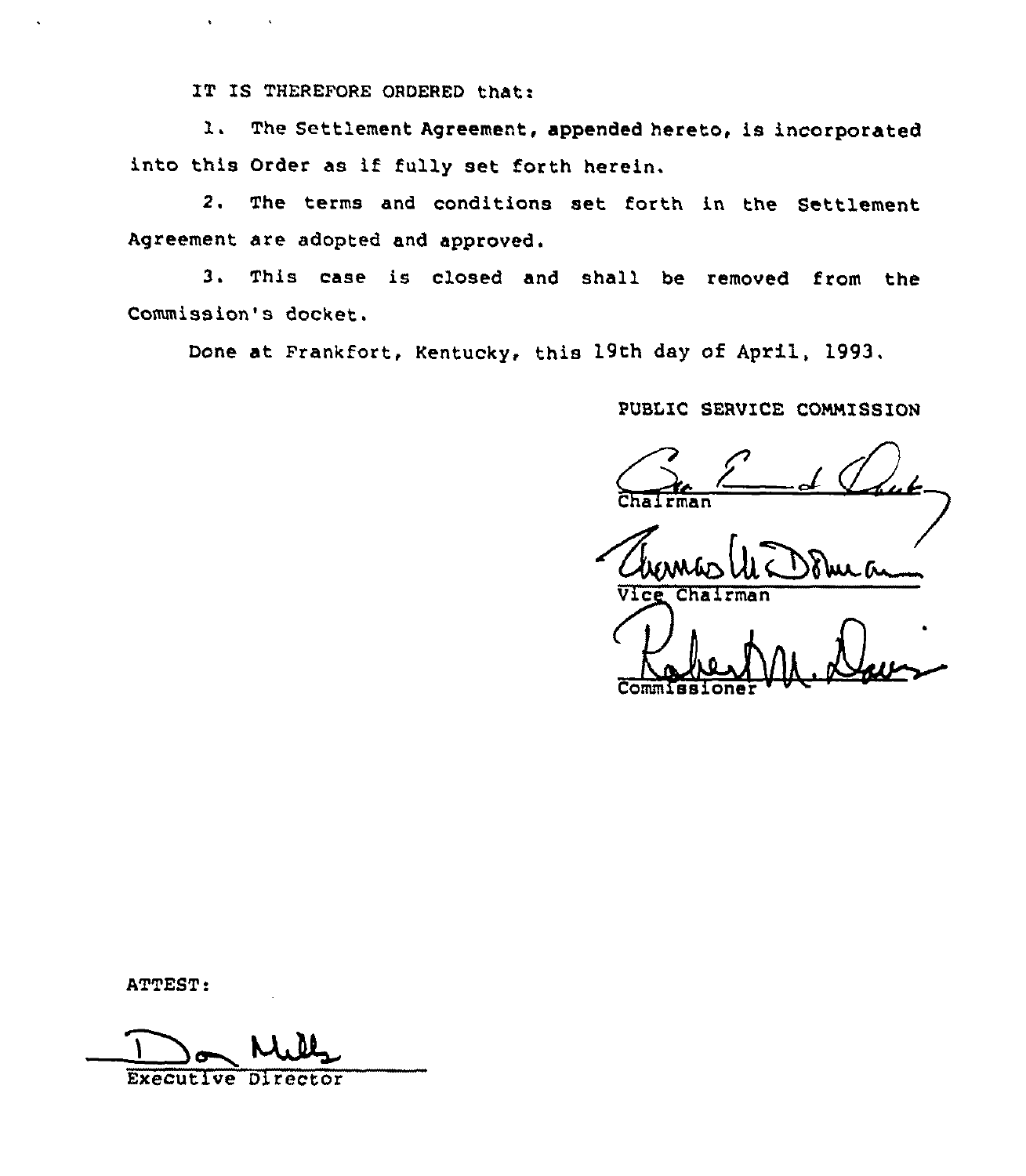IT IS THEREFORE ORDERED that:

1. The Settlement Agreement, appended hereto, is incorporated into this Order as if fully set forth herein.

2. The terms and conditions set forth in the Settlement Agreement are adopted and approved.

3. This case is closed and shall be removed from the Commission's docket.

Done at Frankfort, Kentucky, this 19th day of April, 1993.

PUBLIC SERVICE COMMISSION

Chairman

Vice Chairman

Commissioner

ATTEST:

Executive Director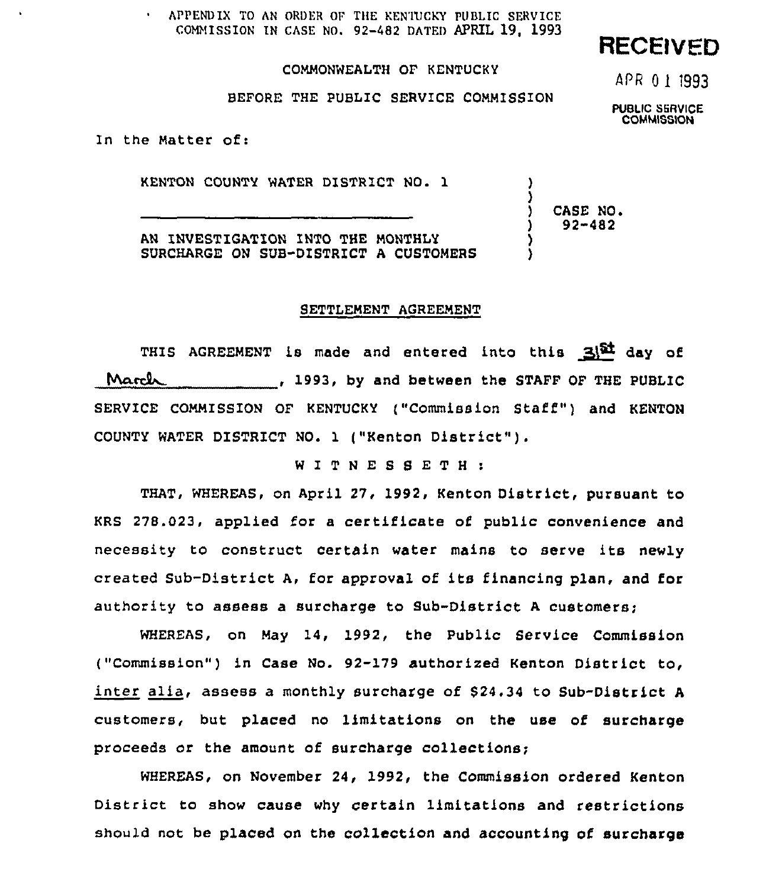APPENDIX TO AN ORDER OF THE KENTUCKY PUBLIC SERVICE COMMISSION IN CASE NO. 92-482 DATED APRIL 19, 1993

**RECEIVED**

APR 01 1993

PUBLIC SERVICE COMMISSION

COMMONWEALTH OF KENTUCKY

BEFORE THE PUBLIC SERVICE COMMISSION

In the Matter of:

| | |
|---|---|
| KENTON COUNTY WATER DISTRICT NO. 1 | |
| ______________________________ | CASE NO. 92-482 |
| AN INVESTIGATION INTO THE MONTHLY SURCHARGE ON SUB-DISTRICT A CUSTOMERS | |

SETTLEMENT AGREEMENT

THIS AGREEMENT is made and entered into this 31st day of March, 1993, by and between the STAFF OF THE PUBLIC SERVICE COMMISSION OF KENTUCKY ("Commission Staff") and KENTON COUNTY WATER DISTRICT NO. 1 ("Kenton District").

W I T N E S S E T H :

THAT, WHEREAS, on April 27, 1992, Kenton District, pursuant to KRS 278.023, applied for a certificate of public convenience and necessity to construct certain water mains to serve its newly created Sub-District A, for approval of its financing plan, and for authority to assess a surcharge to Sub-District A customers;

WHEREAS, on May 14, 1992, the Public Service Commission ("Commission") in Case No. 92-179 authorized Kenton District to, inter alia, assess a monthly surcharge of $24.34 to Sub-District A customers, but placed no limitations on the use of surcharge proceeds or the amount of surcharge collections;

WHEREAS, on November 24, 1992, the Commission ordered Kenton District to show cause why certain limitations and restrictions should not be placed on the collection and accounting of surcharge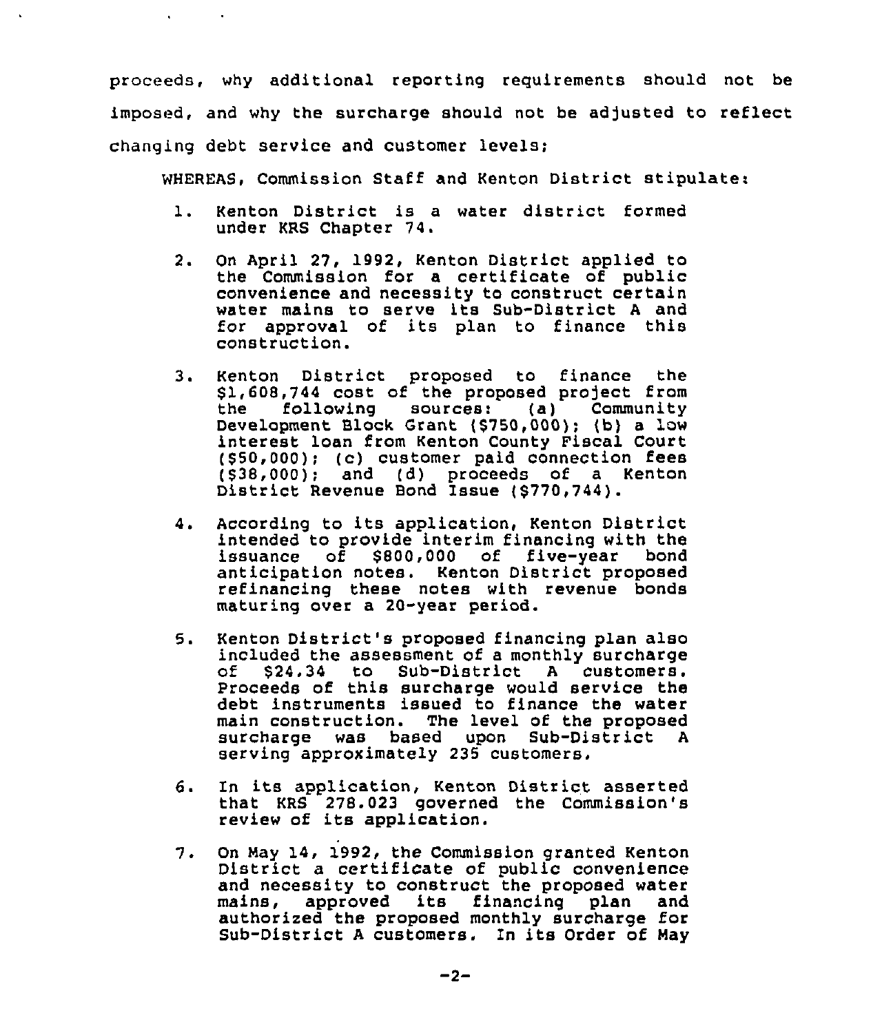proceeds, why additional reporting requirements should not be imposed, and why the surcharge should not be adjusted to reflect changing debt service and customer levels;

WHEREAS, Commission Staff and Kenton District stipulate:

1. Kenton District is a water district formed under KRS Chapter 74.

2. On April 27, 1992, Kenton District applied to the Commission for a certificate of public convenience and necessity to construct certain water mains to serve its Sub-District A and for approval of its plan to finance this construction.

3. Kenton District proposed to finance the $1,608,744 cost of the proposed project from the following sources: (a) Community Development Block Grant ($750,000); (b) a low interest loan from Kenton County Fiscal Court ($50,000); (c) customer paid connection fees ($38,000); and (d) proceeds of a Kenton District Revenue Bond Issue ($770,744).

4. According to its application, Kenton District intended to provide interim financing with the issuance of $800,000 of five-year bond anticipation notes. Kenton District proposed refinancing these notes with revenue bonds maturing over a 20-year period.

5. Kenton District's proposed financing plan also included the assessment of a monthly surcharge of $24.34 to Sub-District A customers. Proceeds of this surcharge would service the debt instruments issued to finance the water main construction. The level of the proposed surcharge was based upon Sub-District A serving approximately 235 customers.

6. In its application, Kenton District asserted that KRS 278.023 governed the Commission's review of its application.

7. On May 14, 1992, the Commission granted Kenton District a certificate of public convenience and necessity to construct the proposed water mains, approved its financing plan and authorized the proposed monthly surcharge for Sub-District A customers. In its Order of May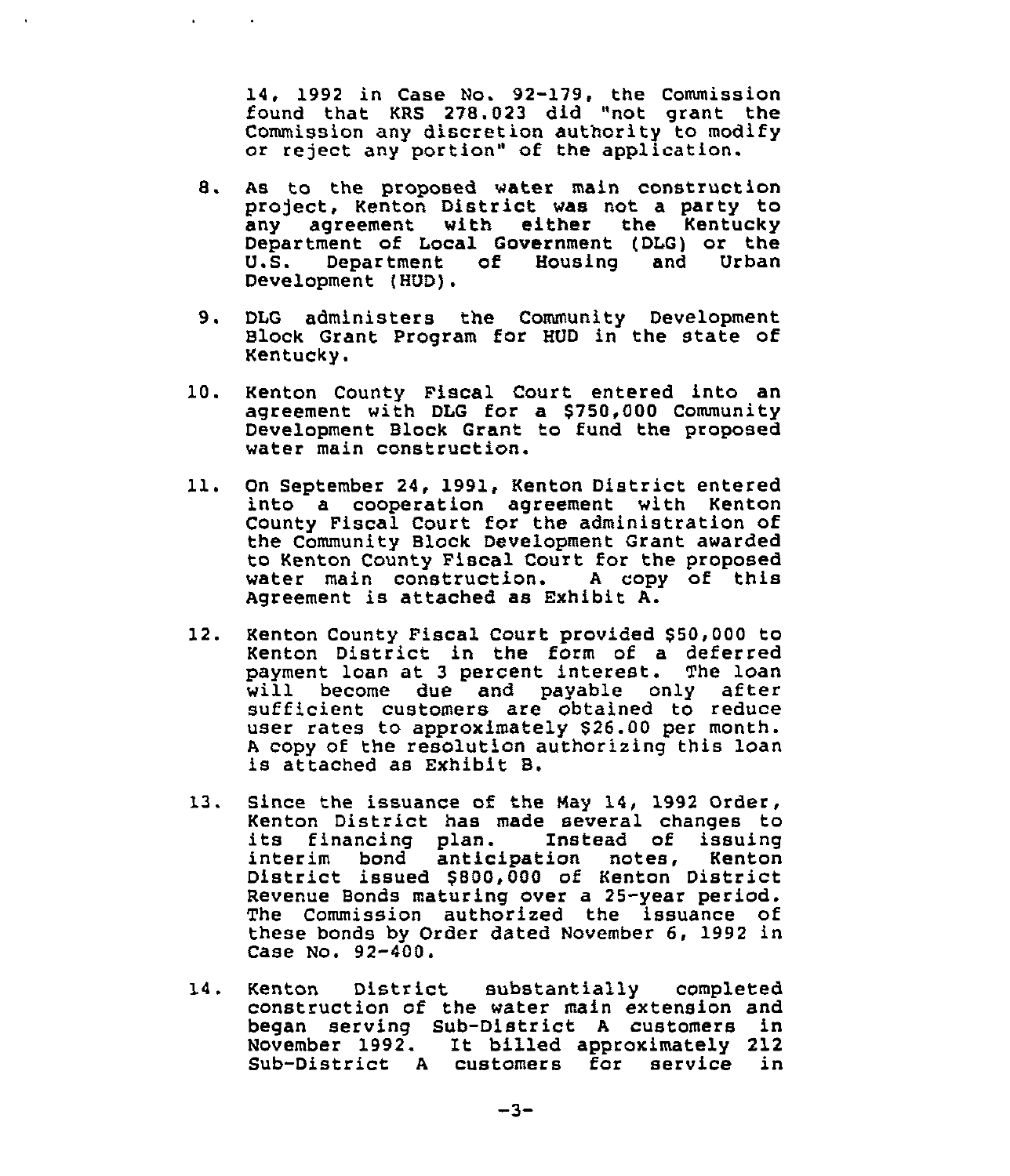14, 1992 in Case No. 92-179, the Commission found that KRS 278.023 did "not grant the Commission any discretion authority to modify or reject any portion" of the application.

8. As to the proposed water main construction project, Kenton District was not a party to any agreement with either the Kentucky Department of Local Government (DLG) or the U.S. Department of Housing and Urban Development (HUD).

9. DLG administers the Community Development Block Grant Program for HUD in the state of Kentucky.

10. Kenton County Fiscal Court entered into an agreement with DLG for a $750,000 Community Development Block Grant to fund the proposed water main construction.

11. On September 24, 1991, Kenton District entered into a cooperation agreement with Kenton County Fiscal Court for the administration of the Community Block Development Grant awarded to Kenton County Fiscal Court for the proposed water main construction. A copy of this Agreement is attached as Exhibit A.

12. Kenton County Fiscal Court provided $50,000 to Kenton District in the form of a deferred payment loan at 3 percent interest. The loan will become due and payable only after sufficient customers are obtained to reduce user rates to approximately $26.00 per month. A copy of the resolution authorizing this loan is attached as Exhibit B.

13. Since the issuance of the May 14, 1992 Order, Kenton District has made several changes to its financing plan. Instead of issuing interim bond anticipation notes, Kenton District issued $800,000 of Kenton District Revenue Bonds maturing over a 25-year period. The Commission authorized the issuance of these bonds by Order dated November 6, 1992 in Case No. 92-400.

14. Kenton District substantially completed construction of the water main extension and began serving Sub-District A customers in November 1992. It billed approximately 212 Sub-District A customers for service in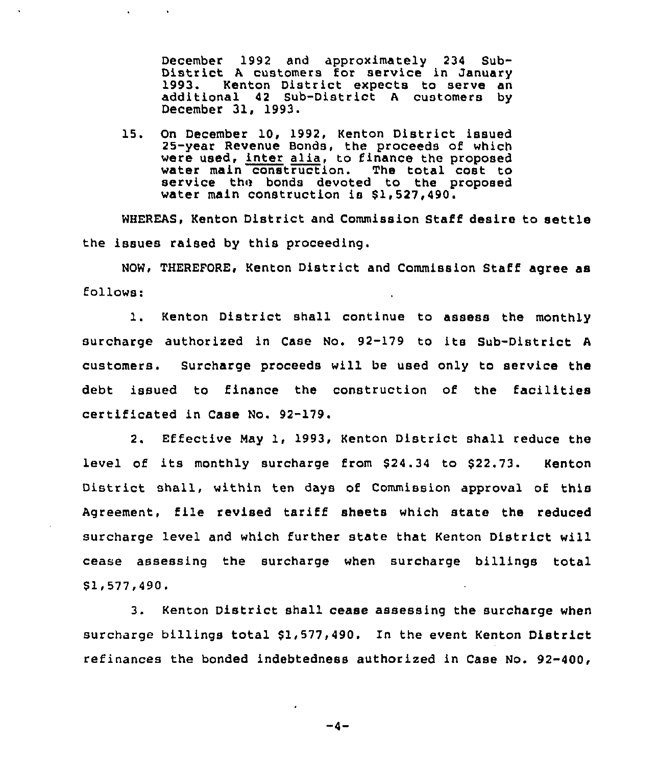December 1992 and approximately 234 Sub-District A customers for service in January 1993. Kenton District expects to serve an additional 42 Sub-District A customers by December 31, 1993.

15. On December 10, 1992, Kenton District issued 25-year Revenue Bonds, the proceeds of which were used, *inter alia*, to finance the proposed water main construction. The total cost to service the bonds devoted to the proposed water main construction is $1,527,490.

WHEREAS, Kenton District and Commission Staff desire to settle the issues raised by this proceeding.

NOW, THEREFORE, Kenton District and Commission Staff agree as follows:

1. Kenton District shall continue to assess the monthly surcharge authorized in Case No. 92-179 to its Sub-District A customers. Surcharge proceeds will be used only to service the debt issued to finance the construction of the facilities certificated in Case No. 92-179.

2. Effective May 1, 1993, Kenton District shall reduce the level of its monthly surcharge from $24.34 to $22.73. Kenton District shall, within ten days of Commission approval of this Agreement, file revised tariff sheets which state the reduced surcharge level and which further state that Kenton District will cease assessing the surcharge when surcharge billings total $1,577,490.

3. Kenton District shall cease assessing the surcharge when surcharge billings total $1,577,490. In the event Kenton District refinances the bonded indebtedness authorized in Case No. 92-400,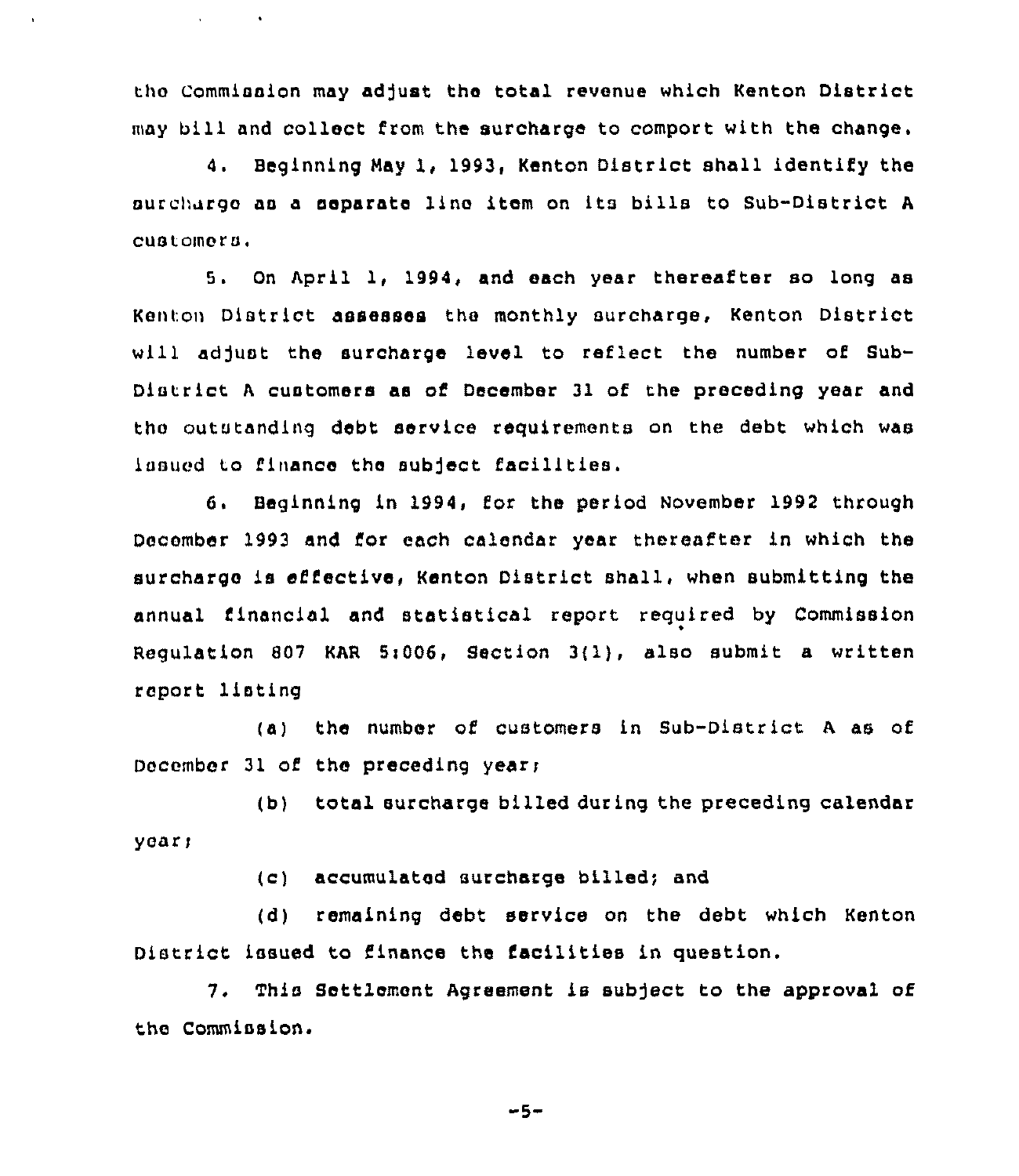the Commission may adjust the total revenue which Kenton District may bill and collect from the surcharge to comport with the change.

4. Beginning May 1, 1993, Kenton District shall identify the surcharge as a separate line item on its bills to Sub-District A customers.

5. On April 1, 1994, and each year thereafter so long as Kenton District assesses the monthly surcharge, Kenton District will adjust the surcharge level to reflect the number of Sub-District A customers as of December 31 of the preceding year and the outstanding debt service requirements on the debt which was issued to finance the subject facilities.

6. Beginning in 1994, for the period November 1992 through December 1993 and for each calendar year thereafter in which the surcharge is effective, Kenton District shall, when submitting the annual financial and statistical report required by Commission Regulation 807 KAR 5:006, Section 3(1), also submit a written report listing

(a) the number of customers in Sub-District A as of December 31 of the preceding year;

(b) total surcharge billed during the preceding calendar year;

(c) accumulated surcharge billed; and

(d) remaining debt service on the debt which Kenton District issued to finance the facilities in question.

7. This Settlement Agreement is subject to the approval of the Commission.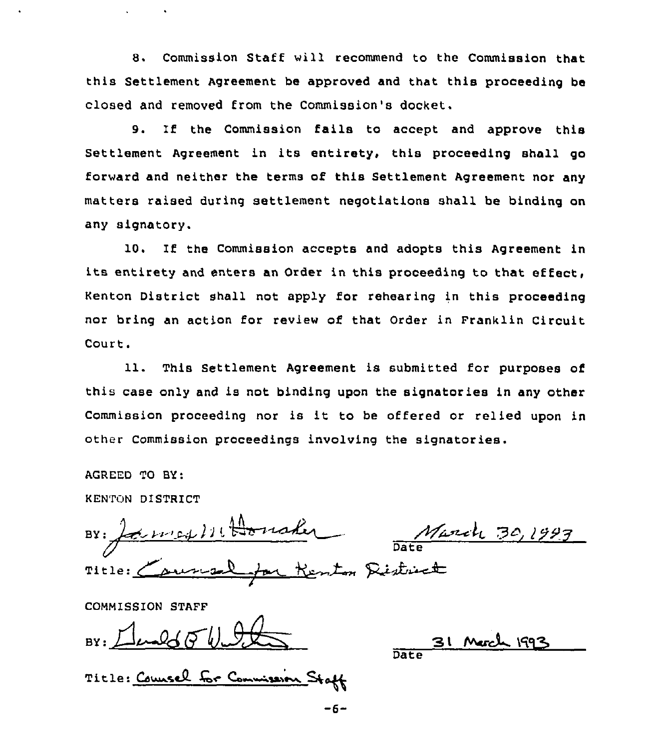8. Commission Staff will recommend to the Commission that this Settlement Agreement be approved and that this proceeding be closed and removed from the Commission's docket.

9. If the Commission fails to accept and approve this Settlement Agreement in its entirety, this proceeding shall go forward and neither the terms of this Settlement Agreement nor any matters raised during settlement negotiations shall be binding on any signatory.

10. If the Commission accepts and adopts this Agreement in its entirety and enters an Order in this proceeding to that effect, Kenton District shall not apply for rehearing in this proceeding nor bring an action for review of that Order in Franklin Circuit Court.

11. This Settlement Agreement is submitted for purposes of this case only and is not binding upon the signatories in any other Commission proceeding nor is it to be offered or relied upon in other Commission proceedings involving the signatories.

AGREED TO BY:

KENTON DISTRICT

BY: James M. Honaker　　　　March 30, 1993
　　　　　　　　　　　　　　　Date

Title: Counsel for Kenton District

COMMISSION STAFF

BY: Gerald E. Wuetcher　　　　31 March 1993
　　　　　　　　　　　　　　　Date

Title: Counsel for Commission Staff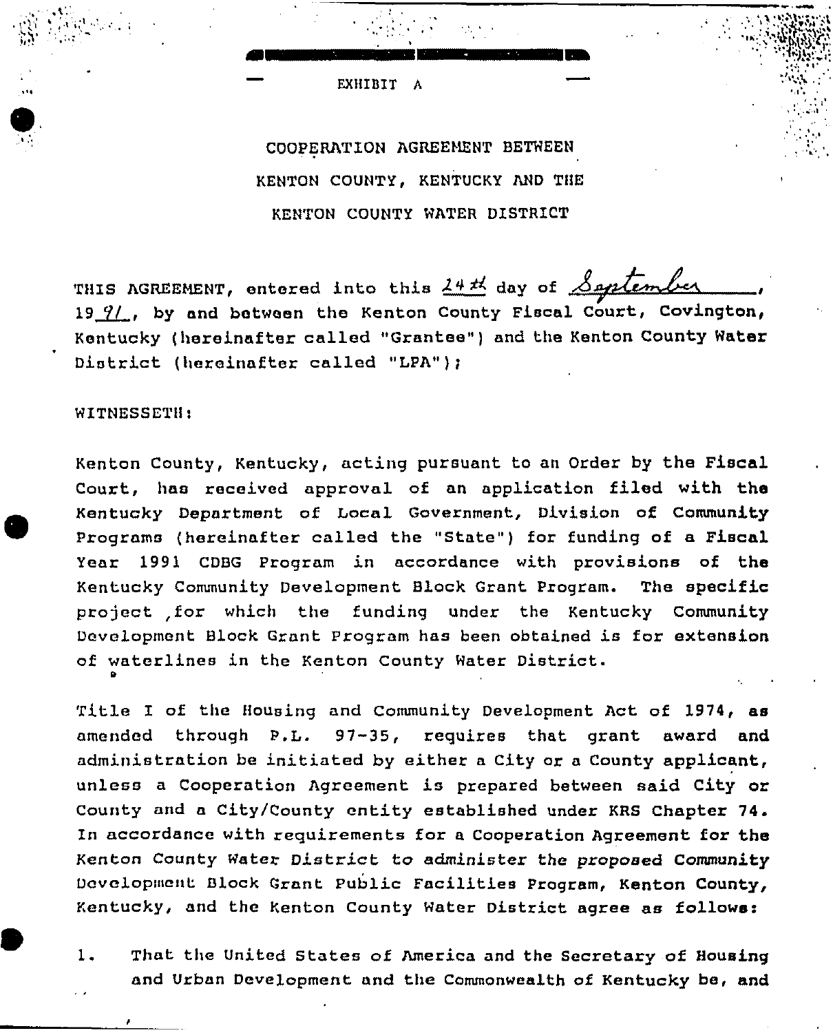EXHIBIT A

# COOPERATION AGREEMENT BETWEEN KENTON COUNTY, KENTUCKY AND THE KENTON COUNTY WATER DISTRICT

THIS AGREEMENT, entered into this 24th day of September, 1991, by and between the Kenton County Fiscal Court, Covington, Kentucky (hereinafter called "Grantee") and the Kenton County Water District (hereinafter called "LPA");

WITNESSETH:

Kenton County, Kentucky, acting pursuant to an Order by the Fiscal Court, has received approval of an application filed with the Kentucky Department of Local Government, Division of Community Programs (hereinafter called the "State") for funding of a Fiscal Year 1991 CDBG Program in accordance with provisions of the Kentucky Community Development Block Grant Program. The specific project ,for which the funding under the Kentucky Community Development Block Grant Program has been obtained is for extension of waterlines in the Kenton County Water District.

Title I of the Housing and Community Development Act of 1974, as amended through P.L. 97-35, requires that grant award and administration be initiated by either a City or a County applicant, unless a Cooperation Agreement is prepared between said City or County and a City/County entity established under KRS Chapter 74. In accordance with requirements for a Cooperation Agreement for the Kenton County Water District to administer the proposed Community Development Block Grant Public Facilities Program, Kenton County, Kentucky, and the Kenton County Water District agree as follows:

1. That the United States of America and the Secretary of Housing and Urban Development and the Commonwealth of Kentucky be, and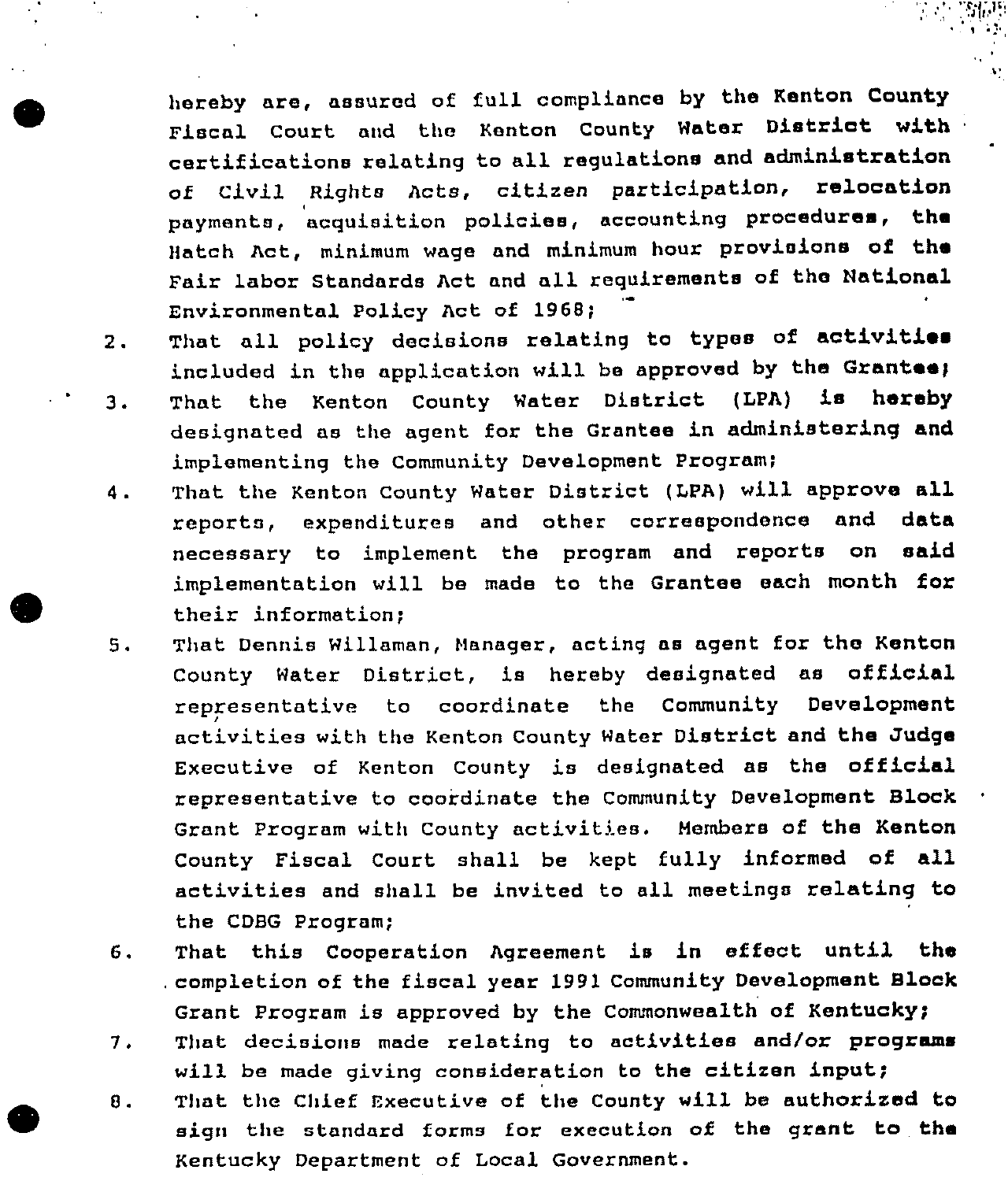hereby are, assured of full compliance by the Kenton County Fiscal Court and the Kenton County Water District with certifications relating to all regulations and administration of Civil Rights Acts, citizen participation, relocation payments, acquisition policies, accounting procedures, the Hatch Act, minimum wage and minimum hour provisions of the Fair labor Standards Act and all requirements of the National Environmental Policy Act of 1968;

2. That all policy decisions relating to types of activities included in the application will be approved by the Grantee;
3. That the Kenton County Water District (LPA) is hereby designated as the agent for the Grantee in administering and implementing the Community Development Program;
4. That the Kenton County Water District (LPA) will approve all reports, expenditures and other correspondence and data necessary to implement the program and reports on said implementation will be made to the Grantee each month for their information;
5. That Dennis Willaman, Manager, acting as agent for the Kenton County Water District, is hereby designated as official representative to coordinate the Community Development activities with the Kenton County Water District and the Judge Executive of Kenton County is designated as the official representative to coordinate the Community Development Block Grant Program with County activities. Members of the Kenton County Fiscal Court shall be kept fully informed of all activities and shall be invited to all meetings relating to the CDBG Program;
6. That this Cooperation Agreement is in effect until the completion of the fiscal year 1991 Community Development Block Grant Program is approved by the Commonwealth of Kentucky;
7. That decisions made relating to activities and/or programs will be made giving consideration to the citizen input;
8. That the Chief Executive of the County will be authorized to sign the standard forms for execution of the grant to the Kentucky Department of Local Government.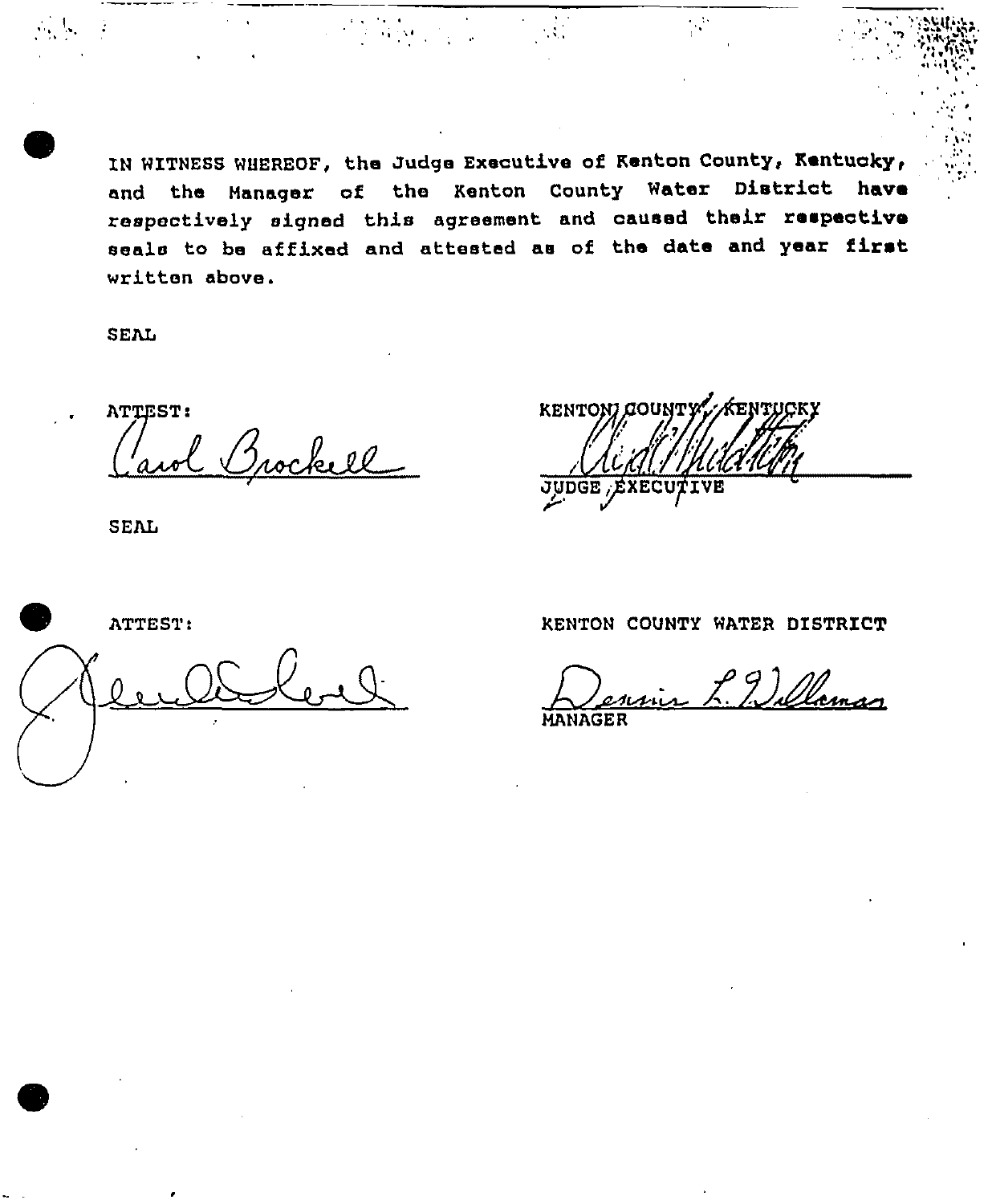IN WITNESS WHEREOF, the Judge Executive of Kenton County, Kentucky, and the Manager of the Kenton County Water District have respectively signed this agreement and caused their respective seals to be affixed and attested as of the date and year first written above.

SEAL

ATTEST:

Carol Brockell

KENTON COUNTY, KENTUCKY

JUDGE EXECUTIVE

SEAL

ATTEST:

KENTON COUNTY WATER DISTRICT

Dennis L. Willman

MANAGER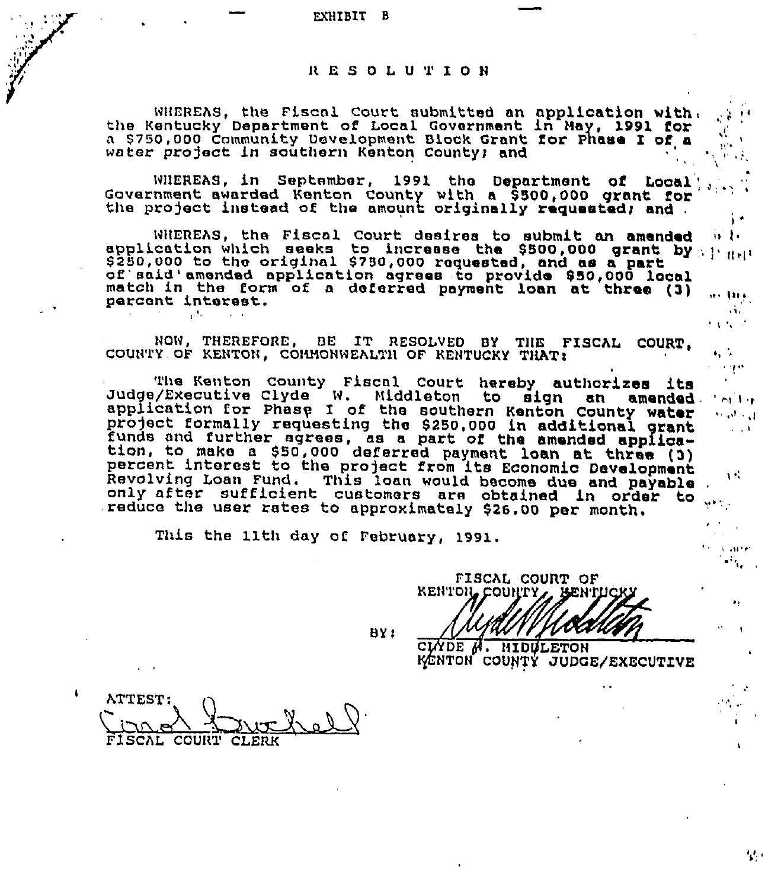EXHIBIT B

# RESOLUTION

WHEREAS, the Fiscal Court submitted an application with the Kentucky Department of Local Government in May, 1991 for a $750,000 Community Development Block Grant for Phase I of a water project in southern Kenton County; and

WHEREAS, in September, 1991 the Department of Local Government awarded Kenton County with a $500,000 grant for the project instead of the amount originally requested; and

WHEREAS, the Fiscal Court desires to submit an amended application which seeks to increase the $500,000 grant by $250,000 to the original $750,000 requested, and as a part of said amended application agrees to provide $50,000 local match in the form of a deferred payment loan at three (3) percent interest.

NOW, THEREFORE, BE IT RESOLVED BY THE FISCAL COURT, COUNTY OF KENTON, COMMONWEALTH OF KENTUCKY THAT:

The Kenton County Fiscal Court hereby authorizes its Judge/Executive Clyde W. Middleton to sign an amended application for Phase I of the southern Kenton County water project formally requesting the $250,000 in additional grant funds and further agrees, as a part of the amended application, to make a $50,000 deferred payment loan at three (3) percent interest to the project from its Economic Development Revolving Loan Fund. This loan would become due and payable only after sufficient customers are obtained in order to reduce the user rates to approximately $26.00 per month.

This the 11th day of February, 1991.

FISCAL COURT OF
KENTON COUNTY, KENTUCKY

BY: [signature]
CLYDE W. MIDDLETON
KENTON COUNTY JUDGE/EXECUTIVE

ATTEST: [signature]
FISCAL COURT CLERK